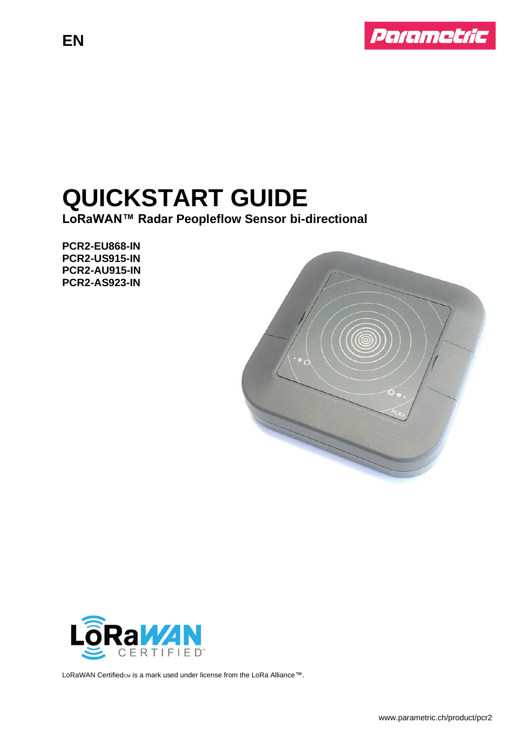EN

# QUICKSTART GUIDE

**LoRaWAN™ Radar Peopleflow Sensor bi-directional**

**PCR2-EU868-IN**
**PCR2-US915-IN**
**PCR2-AU915-IN**
**PCR2-AS923-IN**

LoRaWAN Certified$_{CM}$ is a mark used under license from the LoRa Alliance™.

www.parametric.ch/product/pcr2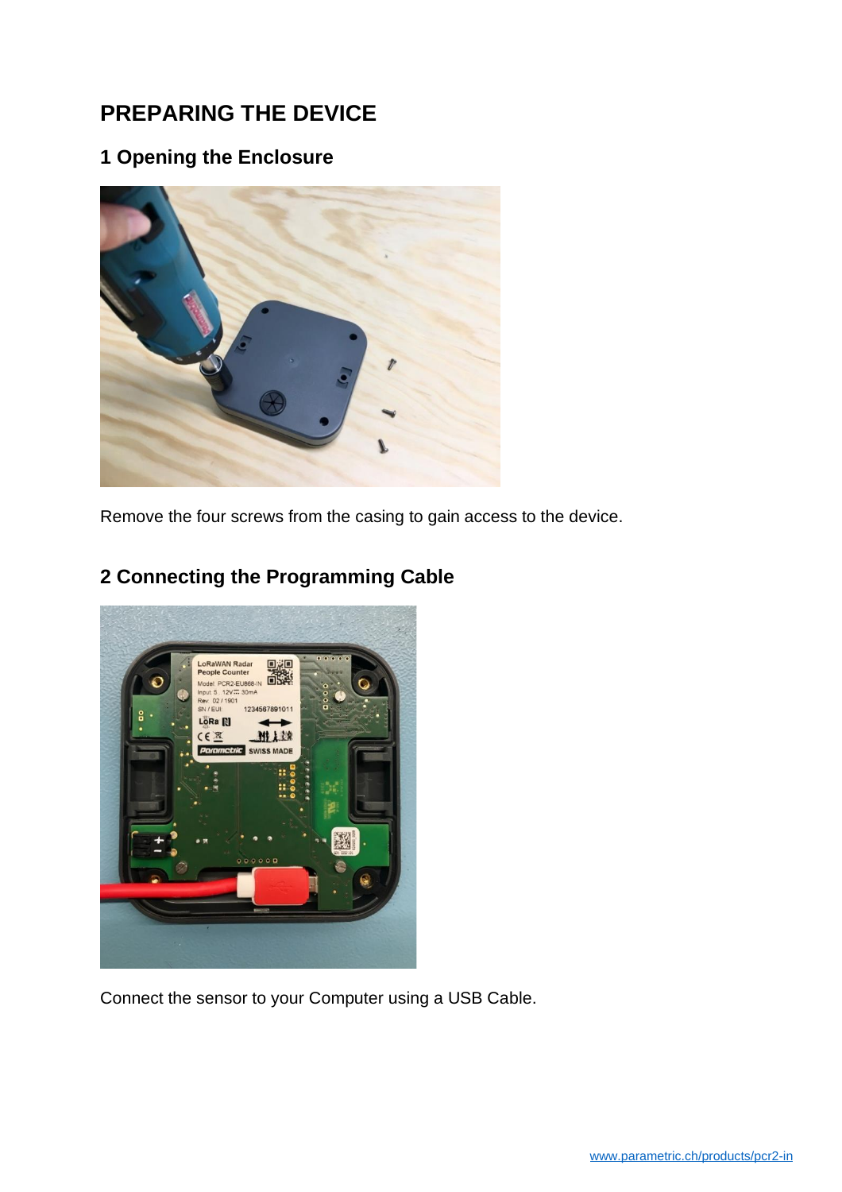# PREPARING THE DEVICE

## 1 Opening the Enclosure

Remove the four screws from the casing to gain access to the device.

## 2 Connecting the Programming Cable

Connect the sensor to your Computer using a USB Cable.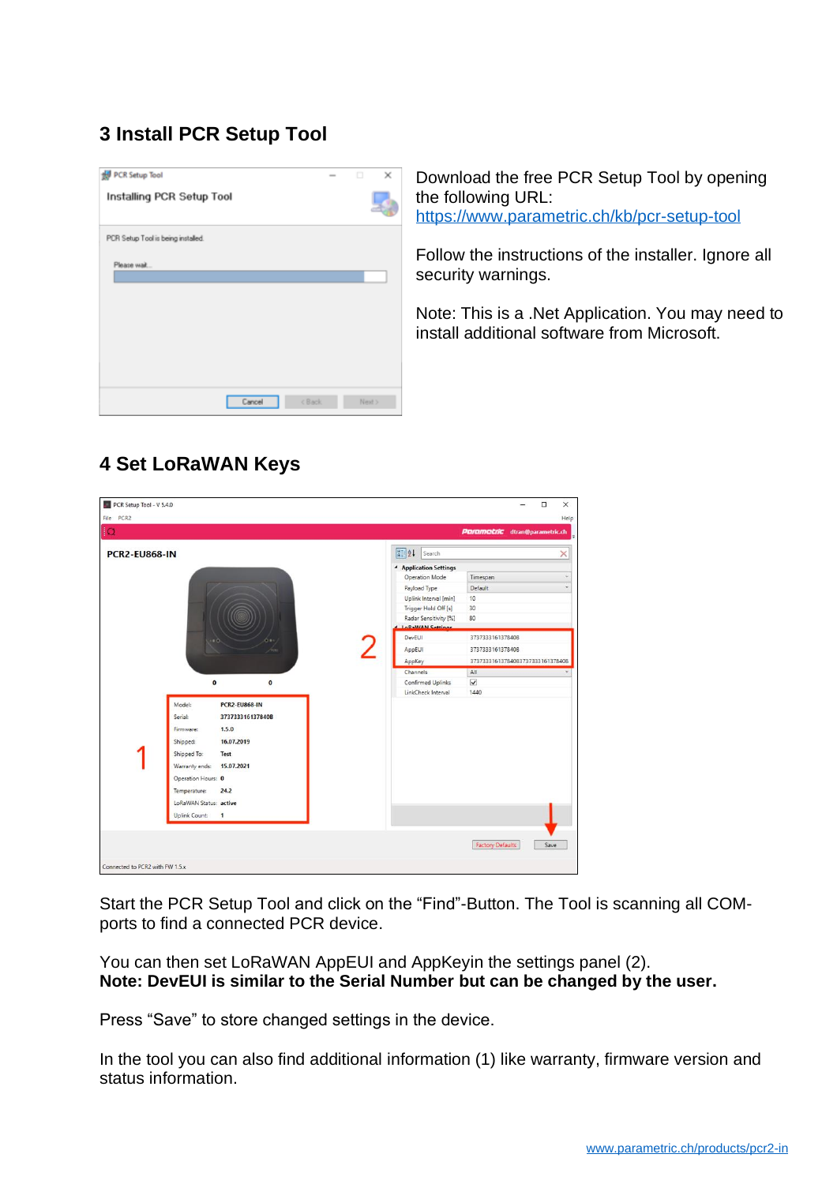## 3 Install PCR Setup Tool

Download the free PCR Setup Tool by opening the following URL:
https://www.parametric.ch/kb/pcr-setup-tool

Follow the instructions of the installer. Ignore all security warnings.

Note: This is a .Net Application. You may need to install additional software from Microsoft.

## 4 Set LoRaWAN Keys

Start the PCR Setup Tool and click on the “Find”-Button. The Tool is scanning all COM-ports to find a connected PCR device.

You can then set LoRaWAN AppEUI and AppKeyin the settings panel (2).
**Note: DevEUI is similar to the Serial Number but can be changed by the user.**

Press “Save” to store changed settings in the device.

In the tool you can also find additional information (1) like warranty, firmware version and status information.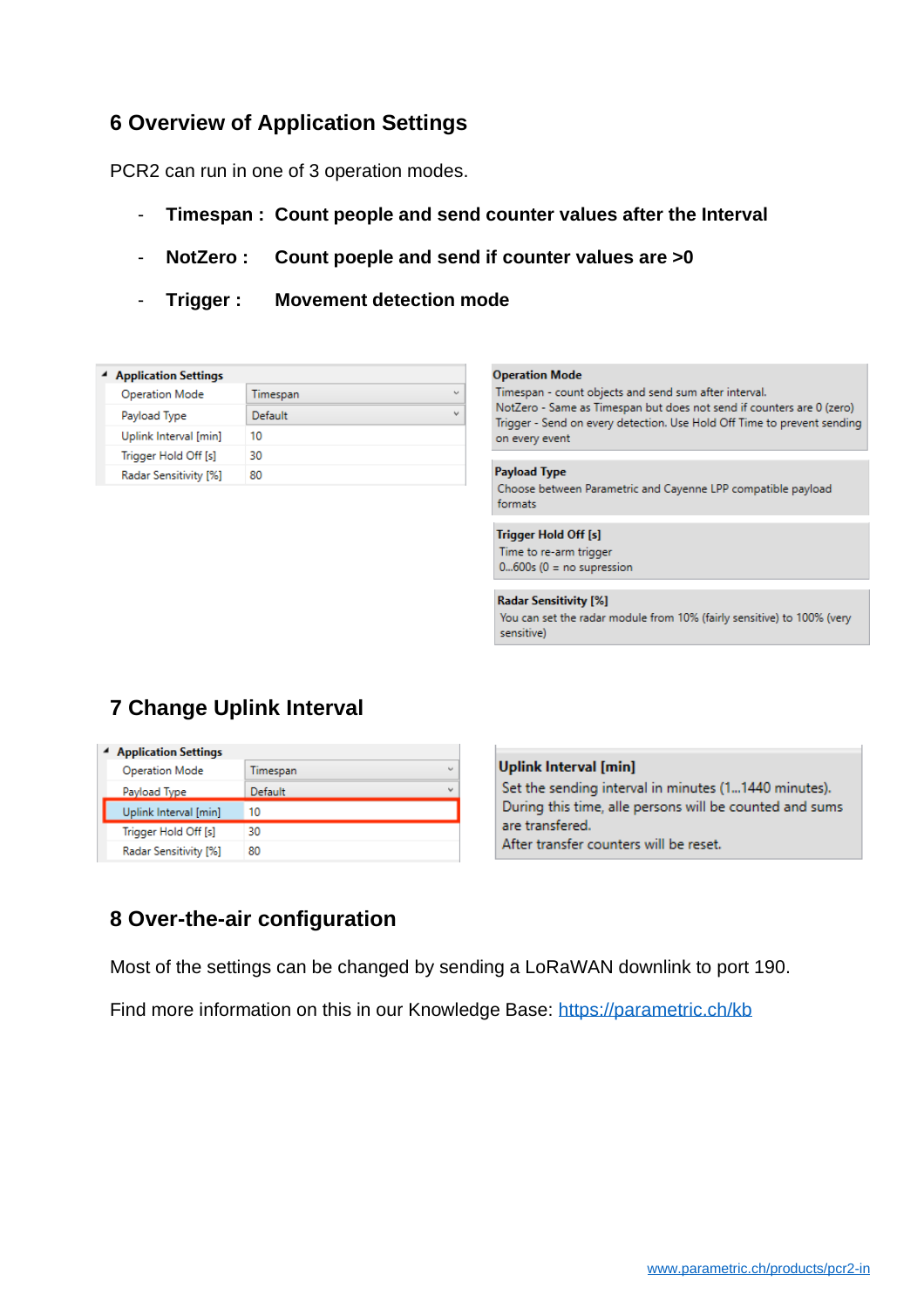## 6 Overview of Application Settings

PCR2 can run in one of 3 operation modes.

- **Timespan : Count people and send counter values after the Interval**
- **NotZero : Count poeple and send if counter values are >0**
- **Trigger : Movement detection mode**

| Application Settings | |
|---|---|
| Operation Mode | Timespan |
| Payload Type | Default |
| Uplink Interval [min] | 10 |
| Trigger Hold Off [s] | 30 |
| Radar Sensitivity [%] | 80 |

**Operation Mode**
Timespan - count objects and send sum after interval.
NotZero - Same as Timespan but does not send if counters are 0 (zero)
Trigger - Send on every detection. Use Hold Off Time to prevent sending on every event

**Payload Type**
Choose between Parametric and Cayenne LPP compatible payload formats

**Trigger Hold Off [s]**
Time to re-arm trigger
0...600s (0 = no supression

**Radar Sensitivity [%]**
You can set the radar module from 10% (fairly sensitive) to 100% (very sensitive)

## 7 Change Uplink Interval

| Application Settings | |
|---|---|
| Operation Mode | Timespan |
| Payload Type | Default |
| Uplink Interval [min] | 10 |
| Trigger Hold Off [s] | 30 |
| Radar Sensitivity [%] | 80 |

**Uplink Interval [min]**
Set the sending interval in minutes (1...1440 minutes).
During this time, alle persons will be counted and sums are transfered.
After transfer counters will be reset.

## 8 Over-the-air configuration

Most of the settings can be changed by sending a LoRaWAN downlink to port 190.

Find more information on this in our Knowledge Base: https://parametric.ch/kb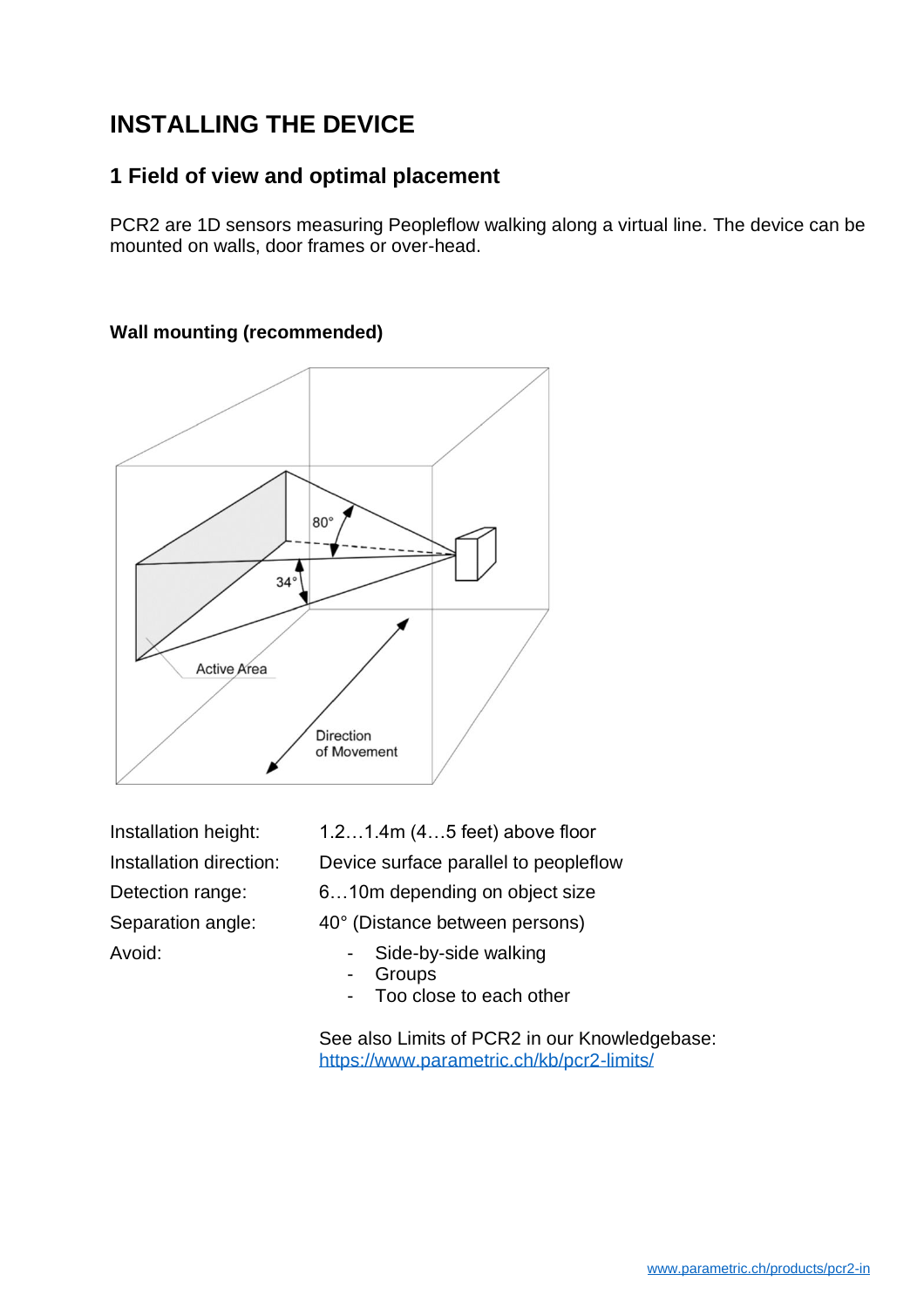# INSTALLING THE DEVICE

## 1 Field of view and optimal placement

PCR2 are 1D sensors measuring Peopleflow walking along a virtual line. The device can be mounted on walls, door frames or over-head.

**Wall mounting (recommended)**

| | |
|---|---|
| Installation height: | 1.2…1.4m (4…5 feet) above floor |
| Installation direction: | Device surface parallel to peopleflow |
| Detection range: | 6…10m depending on object size |
| Separation angle: | 40° (Distance between persons) |
| Avoid: | - Side-by-side walking<br>- Groups<br>- Too close to each other |

See also Limits of PCR2 in our Knowledgebase:
https://www.parametric.ch/kb/pcr2-limits/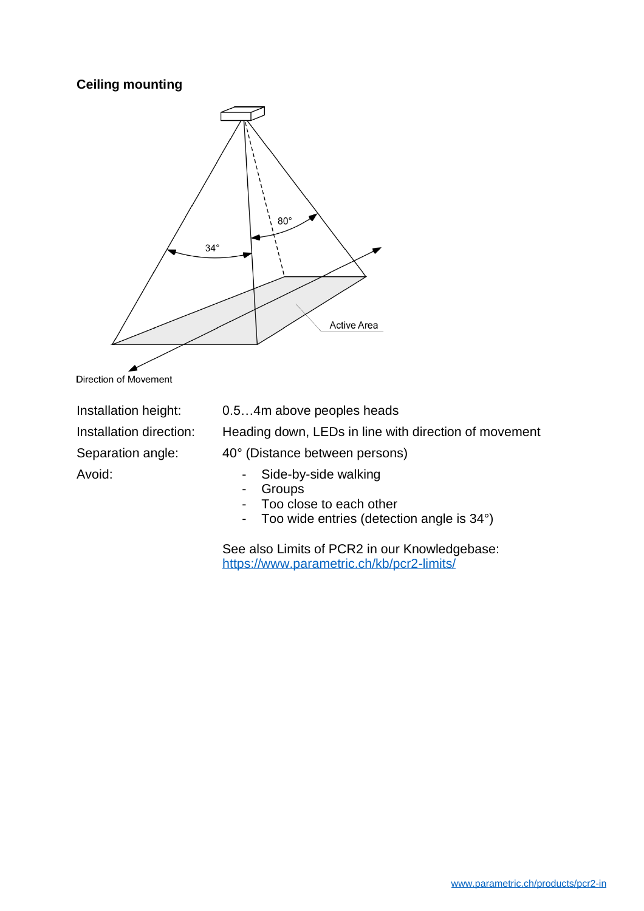## Ceiling mounting

34°

80°

Active Area

Direction of Movement

| | |
|---|---|
| Installation height: | 0.5…4m above peoples heads |
| Installation direction: | Heading down, LEDs in line with direction of movement |
| Separation angle: | 40° (Distance between persons) |
| Avoid: | - Side-by-side walking<br>- Groups<br>- Too close to each other<br>- Too wide entries (detection angle is 34°) |

See also Limits of PCR2 in our Knowledgebase:
[https://www.parametric.ch/kb/pcr2-limits/](https://www.parametric.ch/kb/pcr2-limits/)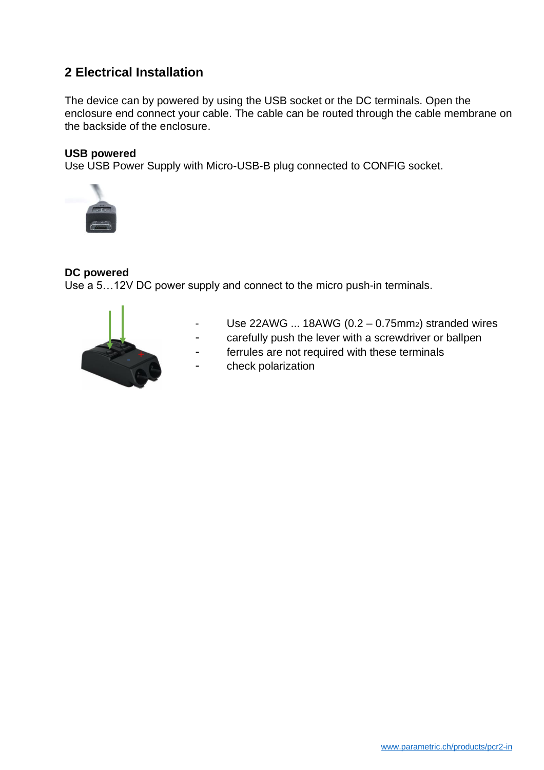## 2 Electrical Installation

The device can by powered by using the USB socket or the DC terminals. Open the enclosure end connect your cable. The cable can be routed through the cable membrane on the backside of the enclosure.

**USB powered**
Use USB Power Supply with Micro-USB-B plug connected to CONFIG socket.

**DC powered**
Use a 5…12V DC power supply and connect to the micro push-in terminals.

- Use 22AWG ... 18AWG (0.2 – 0.75mm$^2$) stranded wires
- carefully push the lever with a screwdriver or ballpen
- ferrules are not required with these terminals
- check polarization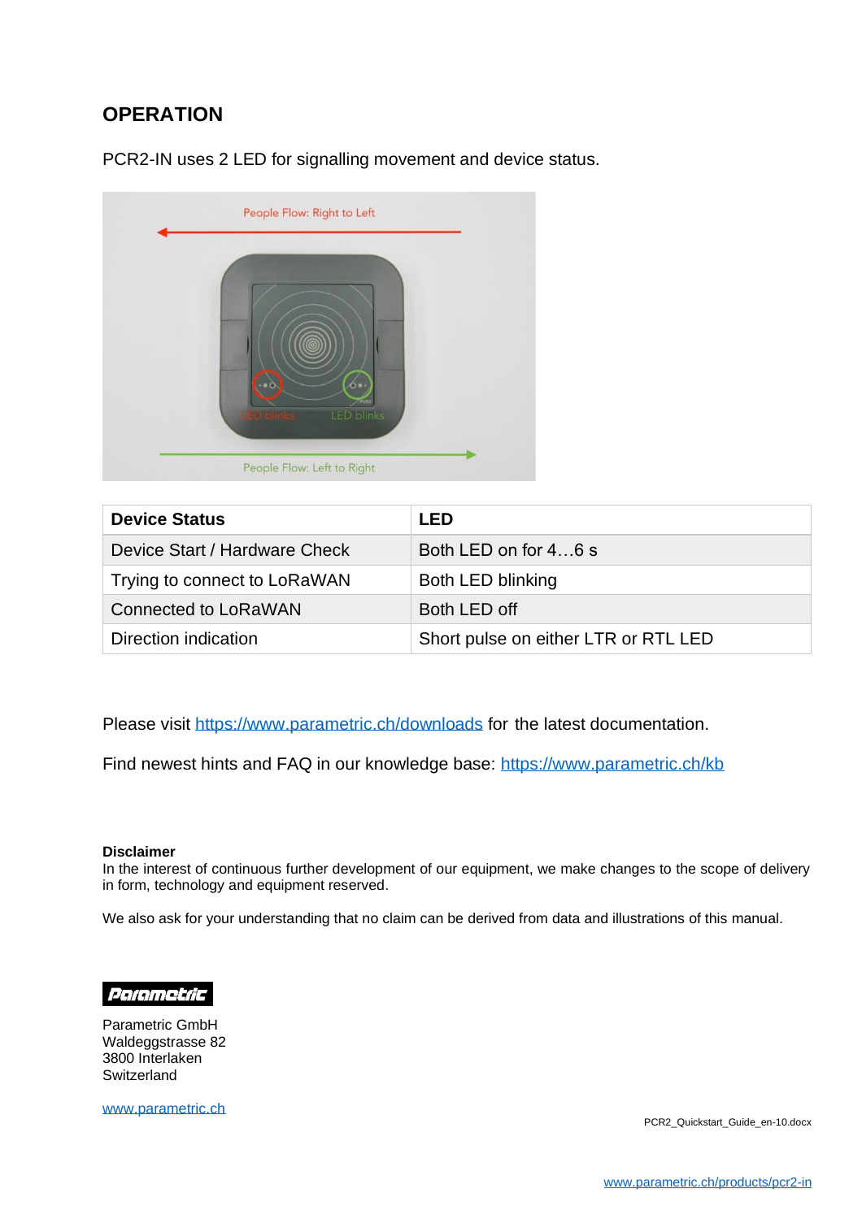## OPERATION

PCR2-IN uses 2 LED for signalling movement and device status.

People Flow: Right to Left

LED blinks

LED blinks

People Flow: Left to Right

| Device Status | LED |
|---|---|
| Device Start / Hardware Check | Both LED on for 4…6 s |
| Trying to connect to LoRaWAN | Both LED blinking |
| Connected to LoRaWAN | Both LED off |
| Direction indication | Short pulse on either LTR or RTL LED |

Please visit [https://www.parametric.ch/downloads](https://www.parametric.ch/downloads) for the latest documentation.

Find newest hints and FAQ in our knowledge base: [https://www.parametric.ch/kb](https://www.parametric.ch/kb)

**Disclaimer**
In the interest of continuous further development of our equipment, we make changes to the scope of delivery in form, technology and equipment reserved.

We also ask for your understanding that no claim can be derived from data and illustrations of this manual.

**Parametric**

Parametric GmbH
Waldeggstrasse 82
3800 Interlaken
Switzerland

[www.parametric.ch](http://www.parametric.ch)

PCR2_Quickstart_Guide_en-10.docx

[www.parametric.ch/products/pcr2-in](http://www.parametric.ch/products/pcr2-in)